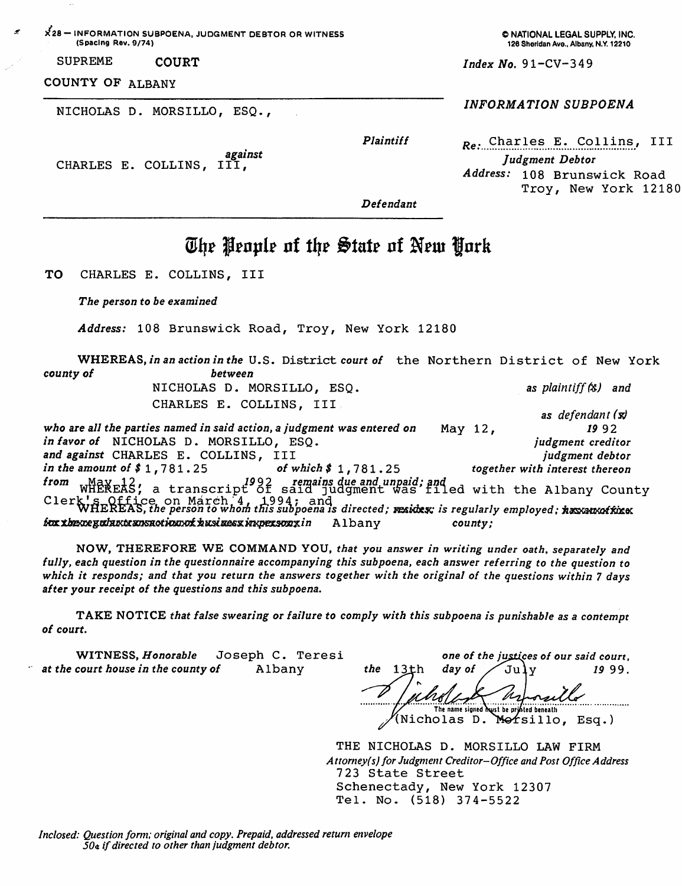X28 — INFORMATION SUBPOENA, JUDGMENT DEBTOR OR WITNESS (Spacing Rev. 9/74)

© NATIONAL LEGAL SUPPLY, INC. 126 Sheridan Ave., Albany, N.Y. 12210

SUPREME COURT
COUNTY OF ALBANY

*Index No.* 91-CV-349

NICHOLAS D. MORSILLO, ESQ.,

*Plaintiff*

*against*

CHARLES E. COLLINS, III,

*Defendant*

*INFORMATION SUBPOENA*

*Re:* Charles E. Collins, III
*Judgment Debtor*
*Address:* 108 Brunswick Road
Troy, New York 12180

# The People of the State of New York

**TO** CHARLES E. COLLINS, III

*The person to be examined*

*Address:* 108 Brunswick Road, Troy, New York 12180

**WHEREAS,** *in an action in the* U.S. District *court of* the Northern District of New York *county of* *between*
NICHOLAS D. MORSILLO, ESQ. *as plaintiff(s) and*
CHARLES E. COLLINS, III *as defendant (s)*
*who are all the parties named in said action, a judgment was entered on* May 12, *19* 92
*in favor of* NICHOLAS D. MORSILLO, ESQ. *judgment creditor*
*and against* CHARLES E. COLLINS, III *judgment debtor*
*in the amount of $* 1,781.25 *of which $* 1,781.25 *remains due and unpaid; and* *together with interest thereon from* May 12, *19*92
WHEREAS, a transcript of said judgment was filed with the Albany County Clerk's Office on March 4, 1994; and
WHEREAS, *the person to whom this subpoena is directed;* ~~resides;~~ *is regularly employed;* ~~has an office for the regular transaction of business in person~~ *in* Albany *county;*

**NOW, THEREFORE WE COMMAND YOU,** *that you answer in writing under oath, separately and fully, each question in the questionnaire accompanying this subpoena, each answer referring to the question to which it responds; and that you return the answers together with the original of the questions within 7 days after your receipt of the questions and this subpoena.*

**TAKE NOTICE** *that false swearing or failure to comply with this subpoena is punishable as a contempt of court.*

**WITNESS,** *Honorable* Joseph C. Teresi *one of the justices of our said court, at the court house in the county of* Albany *the* 13th *day of* July *19* 99.

[signature]
The name signed must be printed beneath
(Nicholas D. Morsillo, Esq.)

THE NICHOLAS D. MORSILLO LAW FIRM
*Attorney(s) for Judgment Creditor—Office and Post Office Address*
723 State Street
Schenectady, New York 12307
Tel. No. (518) 374-5522

*Inclosed: Question form; original and copy. Prepaid, addressed return envelope 50¢ if directed to other than judgment debtor.*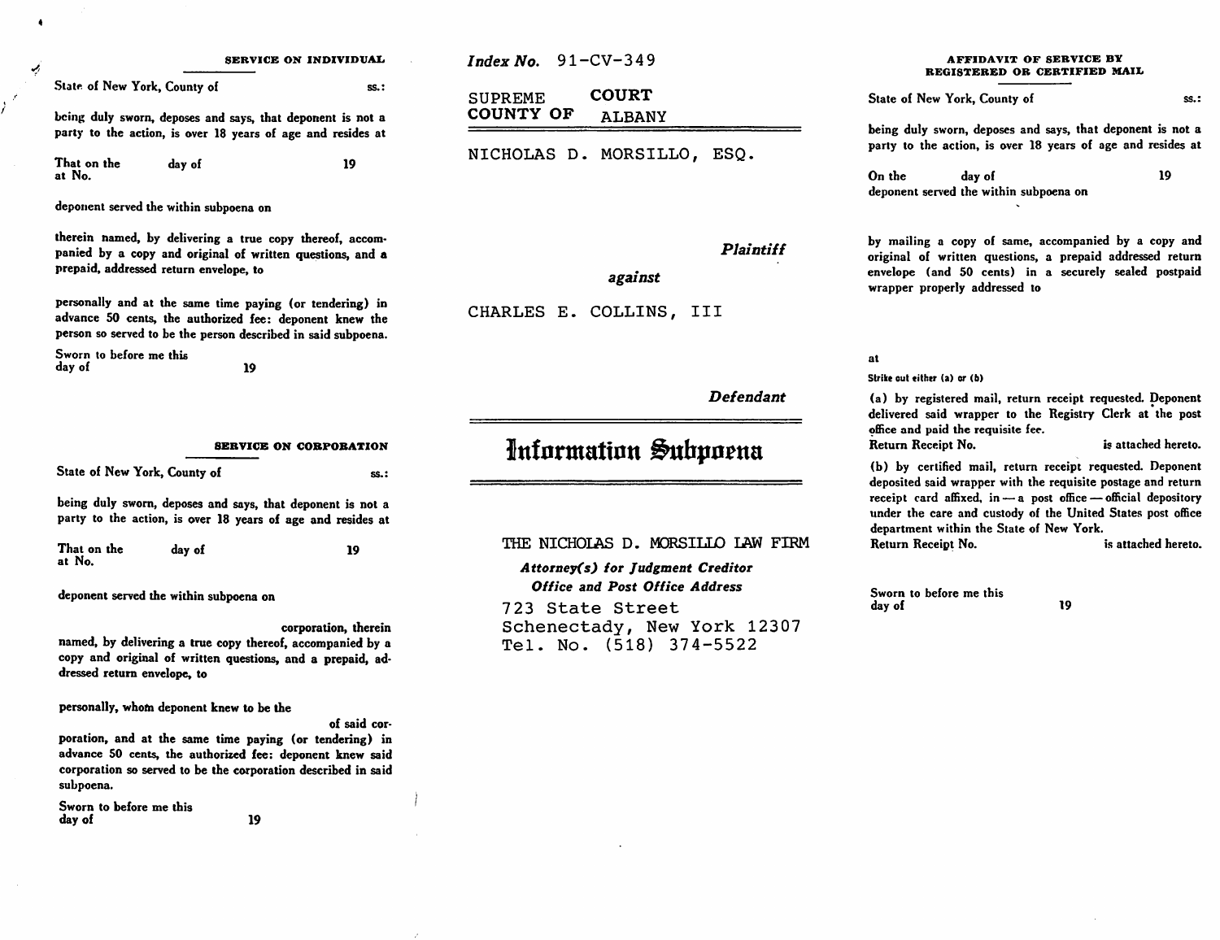## SERVICE ON INDIVIDUAL

State of New York, County of ss.:

being duly sworn, deposes and says, that deponent is not a party to the action, is over 18 years of age and resides at

That on the day of 19
at No.

deponent served the within subpoena on

therein named, by delivering a true copy thereof, accompanied by a copy and original of written questions, and a prepaid, addressed return envelope, to

personally and at the same time paying (or tendering) in advance 50 cents, the authorized fee: deponent knew the person so served to be the person described in said subpoena.

Sworn to before me this
day of 19

## SERVICE ON CORPORATION

State of New York, County of ss.:

being duly sworn, deposes and says, that deponent is not a party to the action, is over 18 years of age and resides at

That on the day of 19
at No.

deponent served the within subpoena on

corporation, therein named, by delivering a true copy thereof, accompanied by a copy and original of written questions, and a prepaid, addressed return envelope, to

personally, whom deponent knew to be the

of said corporation, and at the same time paying (or tendering) in advance 50 cents, the authorized fee: deponent knew said corporation so served to be the corporation described in said subpoena.

Sworn to before me this
day of 19

***Index No.*** 91-CV-349

SUPREME **COURT**
**COUNTY OF** ALBANY

NICHOLAS D. MORSILLO, ESQ.

***Plaintiff***

***against***

CHARLES E. COLLINS, III

***Defendant***

# Information Subpoena

THE NICHOLAS D. MORSILLO LAW FIRM

***Attorney(s) for Judgment Creditor***
***Office and Post Office Address***

723 State Street
Schenectady, New York 12307
Tel. No. (518) 374-5522

## AFFIDAVIT OF SERVICE BY REGISTERED OR CERTIFIED MAIL

State of New York, County of ss.:

being duly sworn, deposes and says, that deponent is not a party to the action, is over 18 years of age and resides at

On the day of 19
deponent served the within subpoena on

by mailing a copy of same, accompanied by a copy and original of written questions, a prepaid addressed return envelope (and 50 cents) in a securely sealed postpaid wrapper properly addressed to

at

Strike out either (a) or (b)

(a) by registered mail, return receipt requested. Deponent delivered said wrapper to the Registry Clerk at the post office and paid the requisite fee.
Return Receipt No. is attached hereto.

(b) by certified mail, return receipt requested. Deponent deposited said wrapper with the requisite postage and return receipt card affixed, in — a post office — official depository under the care and custody of the United States post office department within the State of New York.
Return Receipt No. is attached hereto.

Sworn to before me this
day of 19